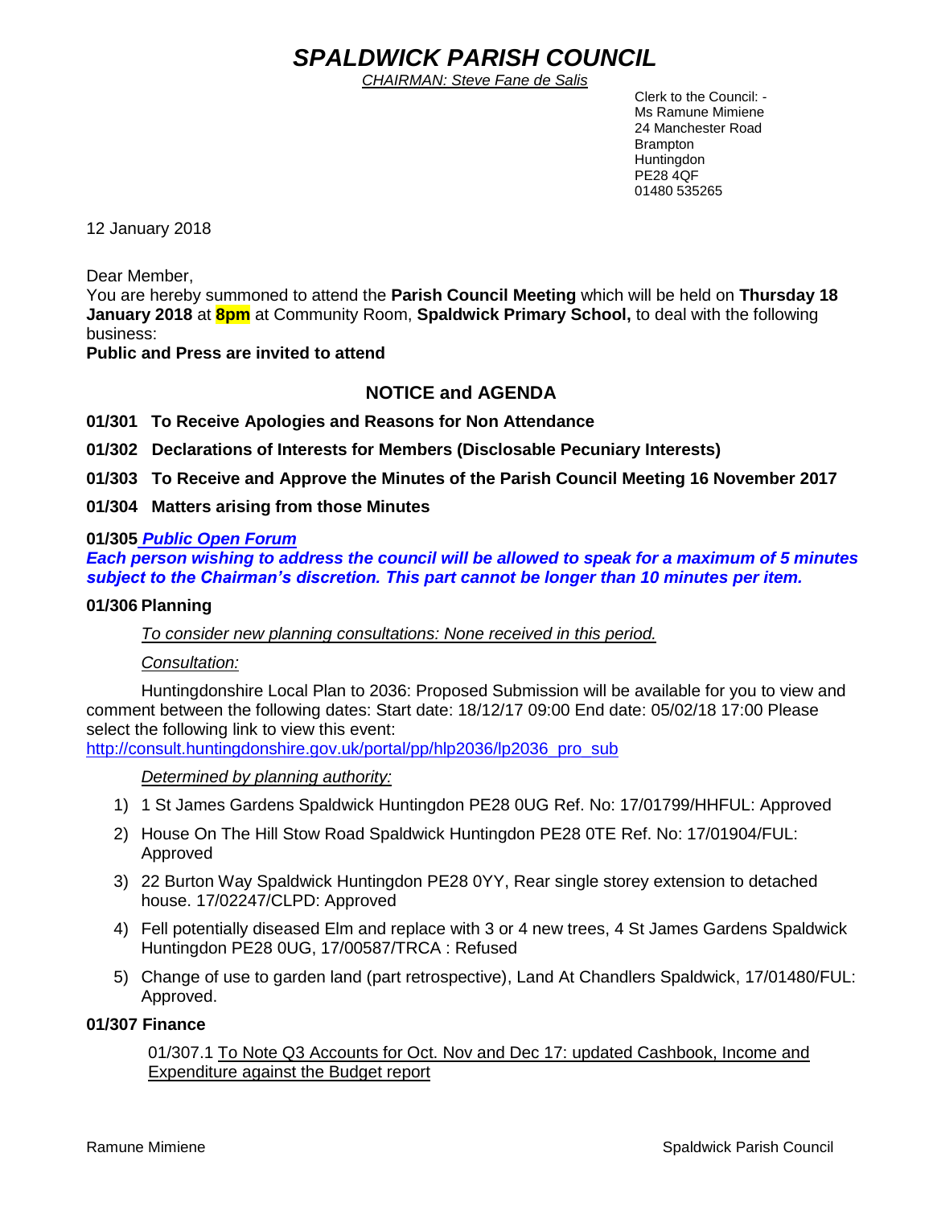# *SPALDWICK PARISH COUNCIL*

*CHAIRMAN: Steve Fane de Salis*

Clerk to the Council: -
Ms Ramune Mimiene
24 Manchester Road
Brampton
Huntingdon
PE28 4QF
01480 535265

12 January 2018

Dear Member,
You are hereby summoned to attend the **Parish Council Meeting** which will be held on **Thursday 18 January 2018** at **8pm** at Community Room, **Spaldwick Primary School,** to deal with the following business:
**Public and Press are invited to attend**

## NOTICE and AGENDA

**01/301 To Receive Apologies and Reasons for Non Attendance**

**01/302 Declarations of Interests for Members (Disclosable Pecuniary Interests)**

**01/303 To Receive and Approve the Minutes of the Parish Council Meeting 16 November 2017**

**01/304 Matters arising from those Minutes**

**01/305** ***Public Open Forum***
***Each person wishing to address the council will be allowed to speak for a maximum of 5 minutes subject to the Chairman's discretion. This part cannot be longer than 10 minutes per item.***

**01/306 Planning**

*To consider new planning consultations: None received in this period.*

*Consultation:*

Huntingdonshire Local Plan to 2036: Proposed Submission will be available for you to view and comment between the following dates: Start date: 18/12/17 09:00 End date: 05/02/18 17:00 Please select the following link to view this event:
http://consult.huntingdonshire.gov.uk/portal/pp/hlp2036/lp2036_pro_sub

*Determined by planning authority:*

1) 1 St James Gardens Spaldwick Huntingdon PE28 0UG Ref. No: 17/01799/HHFUL: Approved
2) House On The Hill Stow Road Spaldwick Huntingdon PE28 0TE Ref. No: 17/01904/FUL: Approved
3) 22 Burton Way Spaldwick Huntingdon PE28 0YY, Rear single storey extension to detached house. 17/02247/CLPD: Approved
4) Fell potentially diseased Elm and replace with 3 or 4 new trees, 4 St James Gardens Spaldwick Huntingdon PE28 0UG, 17/00587/TRCA : Refused
5) Change of use to garden land (part retrospective), Land At Chandlers Spaldwick, 17/01480/FUL: Approved.

**01/307 Finance**

01/307.1 To Note Q3 Accounts for Oct. Nov and Dec 17: updated Cashbook, Income and Expenditure against the Budget report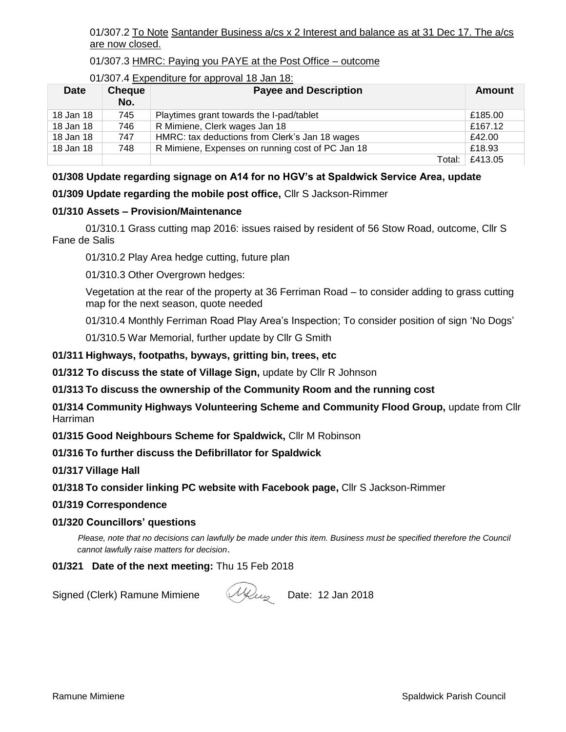01/307.2 To Note Santander Business a/cs x 2 Interest and balance as at 31 Dec 17. The a/cs are now closed.

01/307.3 HMRC: Paying you PAYE at the Post Office – outcome

01/307.4 Expenditure for approval 18 Jan 18:

| Date | Cheque No. | Payee and Description | Amount |
|---|---|---|---|
| 18 Jan 18 | 745 | Playtimes grant towards the I-pad/tablet | £185.00 |
| 18 Jan 18 | 746 | R Mimiene, Clerk wages Jan 18 | £167.12 |
| 18 Jan 18 | 747 | HMRC: tax deductions from Clerk's Jan 18 wages | £42.00 |
| 18 Jan 18 | 748 | R Mimiene, Expenses on running cost of PC Jan 18 | £18.93 |
| | | Total: | £413.05 |

**01/308 Update regarding signage on A14 for no HGV's at Spaldwick Service Area, update**

**01/309 Update regarding the mobile post office,** Cllr S Jackson-Rimmer

**01/310 Assets – Provision/Maintenance**

01/310.1 Grass cutting map 2016: issues raised by resident of 56 Stow Road, outcome, Cllr S Fane de Salis

01/310.2 Play Area hedge cutting, future plan

01/310.3 Other Overgrown hedges:

Vegetation at the rear of the property at 36 Ferriman Road – to consider adding to grass cutting map for the next season, quote needed

01/310.4 Monthly Ferriman Road Play Area's Inspection; To consider position of sign 'No Dogs'

01/310.5 War Memorial, further update by Cllr G Smith

**01/311 Highways, footpaths, byways, gritting bin, trees, etc**

**01/312 To discuss the state of Village Sign,** update by Cllr R Johnson

**01/313 To discuss the ownership of the Community Room and the running cost**

**01/314 Community Highways Volunteering Scheme and Community Flood Group,** update from Cllr Harriman

**01/315 Good Neighbours Scheme for Spaldwick,** Cllr M Robinson

**01/316 To further discuss the Defibrillator for Spaldwick**

**01/317 Village Hall**

**01/318 To consider linking PC website with Facebook page,** Cllr S Jackson-Rimmer

**01/319 Correspondence**

**01/320 Councillors' questions**

*Please, note that no decisions can lawfully be made under this item. Business must be specified therefore the Council cannot lawfully raise matters for decision*.

**01/321 Date of the next meeting:** Thu 15 Feb 2018

Signed (Clerk) Ramune Mimiene Date: 12 Jan 2018